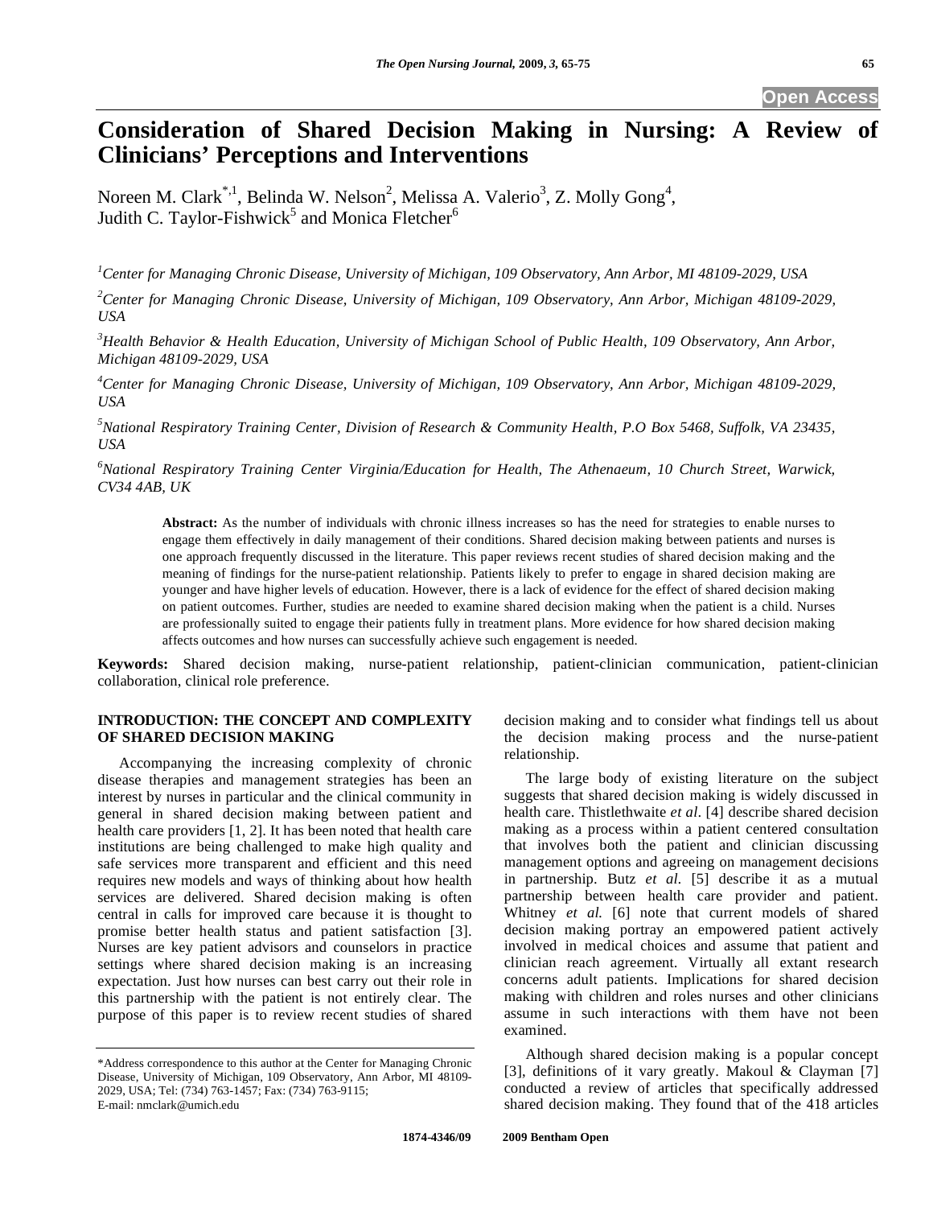# Consideration of Shared Decision Making in Nursing: A Review of Clinicians' Perceptions and Interventions

Noreen M. Clark[*,1], Belinda W. Nelson[2], Melissa A. Valerio[3], Z. Molly Gong[4], Judith C. Taylor-Fishwick[5] and Monica Fletcher[6]

[1] *Center for Managing Chronic Disease, University of Michigan, 109 Observatory, Ann Arbor, MI 48109-2029, USA*

[2] *Center for Managing Chronic Disease, University of Michigan, 109 Observatory, Ann Arbor, Michigan 48109-2029, USA*

[3] *Health Behavior & Health Education, University of Michigan School of Public Health, 109 Observatory, Ann Arbor, Michigan 48109-2029, USA*

[4] *Center for Managing Chronic Disease, University of Michigan, 109 Observatory, Ann Arbor, Michigan 48109-2029, USA*

[5] *National Respiratory Training Center, Division of Research & Community Health, P.O Box 5468, Suffolk, VA 23435, USA*

[6] *National Respiratory Training Center Virginia/Education for Health, The Athenaeum, 10 Church Street, Warwick, CV34 4AB, UK*

**Abstract:** As the number of individuals with chronic illness increases so has the need for strategies to enable nurses to engage them effectively in daily management of their conditions. Shared decision making between patients and nurses is one approach frequently discussed in the literature. This paper reviews recent studies of shared decision making and the meaning of findings for the nurse-patient relationship. Patients likely to prefer to engage in shared decision making are younger and have higher levels of education. However, there is a lack of evidence for the effect of shared decision making on patient outcomes. Further, studies are needed to examine shared decision making when the patient is a child. Nurses are professionally suited to engage their patients fully in treatment plans. More evidence for how shared decision making affects outcomes and how nurses can successfully achieve such engagement is needed.

**Keywords:** Shared decision making, nurse-patient relationship, patient-clinician communication, patient-clinician collaboration, clinical role preference.

## INTRODUCTION: THE CONCEPT AND COMPLEXITY OF SHARED DECISION MAKING

Accompanying the increasing complexity of chronic disease therapies and management strategies has been an interest by nurses in particular and the clinical community in general in shared decision making between patient and health care providers [1, 2]. It has been noted that health care institutions are being challenged to make high quality and safe services more transparent and efficient and this need requires new models and ways of thinking about how health services are delivered. Shared decision making is often central in calls for improved care because it is thought to promise better health status and patient satisfaction [3]. Nurses are key patient advisors and counselors in practice settings where shared decision making is an increasing expectation. Just how nurses can best carry out their role in this partnership with the patient is not entirely clear. The purpose of this paper is to review recent studies of shared decision making and to consider what findings tell us about the decision making process and the nurse-patient relationship.

The large body of existing literature on the subject suggests that shared decision making is widely discussed in health care. Thistlethwaite *et al*. [4] describe shared decision making as a process within a patient centered consultation that involves both the patient and clinician discussing management options and agreeing on management decisions in partnership. Butz *et al.* [5] describe it as a mutual partnership between health care provider and patient. Whitney *et al.* [6] note that current models of shared decision making portray an empowered patient actively involved in medical choices and assume that patient and clinician reach agreement. Virtually all extant research concerns adult patients. Implications for shared decision making with children and roles nurses and other clinicians assume in such interactions with them have not been examined.

Although shared decision making is a popular concept [3], definitions of it vary greatly. Makoul & Clayman [7] conducted a review of articles that specifically addressed shared decision making. They found that of the 418 articles

*Address correspondence to this author at the Center for Managing Chronic Disease, University of Michigan, 109 Observatory, Ann Arbor, MI 48109-2029, USA; Tel: (734) 763-1457; Fax: (734) 763-9115; E-mail: nmclark@umich.edu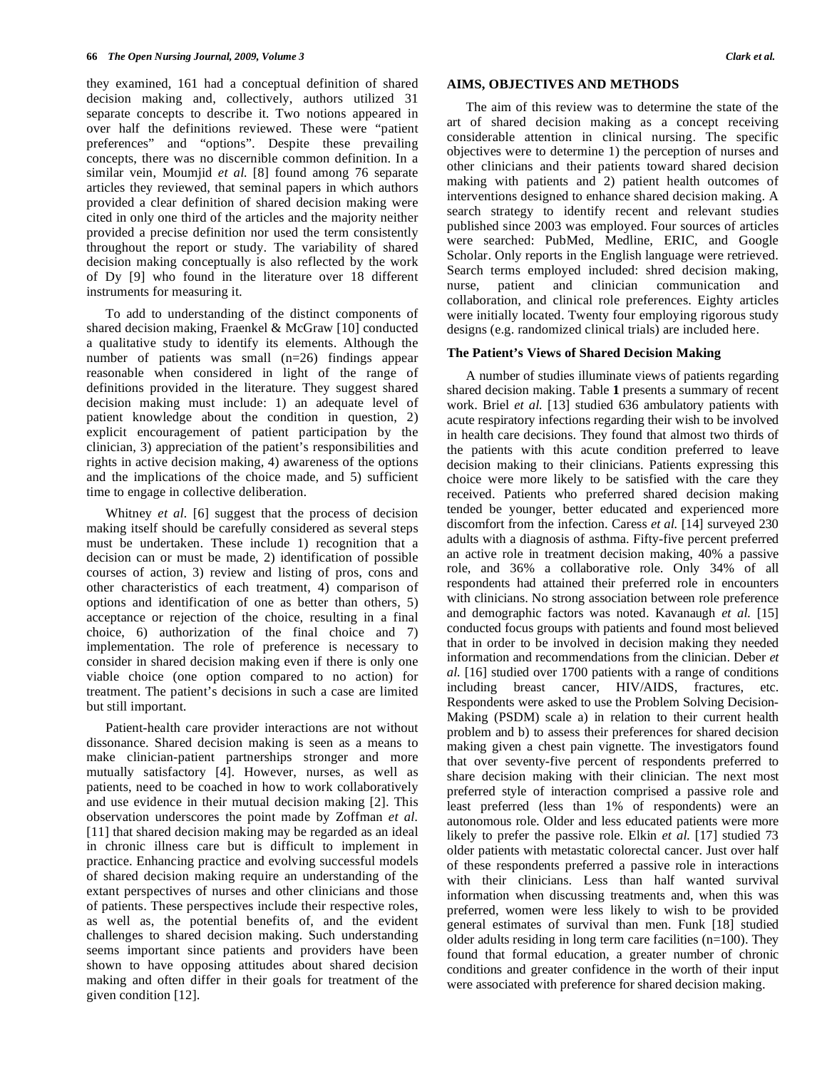they examined, 161 had a conceptual definition of shared decision making and, collectively, authors utilized 31 separate concepts to describe it. Two notions appeared in over half the definitions reviewed. These were "patient preferences" and "options". Despite these prevailing concepts, there was no discernible common definition. In a similar vein, Moumjid *et al.* [8] found among 76 separate articles they reviewed, that seminal papers in which authors provided a clear definition of shared decision making were cited in only one third of the articles and the majority neither provided a precise definition nor used the term consistently throughout the report or study. The variability of shared decision making conceptually is also reflected by the work of Dy [9] who found in the literature over 18 different instruments for measuring it.

To add to understanding of the distinct components of shared decision making, Fraenkel & McGraw [10] conducted a qualitative study to identify its elements. Although the number of patients was small (n=26) findings appear reasonable when considered in light of the range of definitions provided in the literature. They suggest shared decision making must include: 1) an adequate level of patient knowledge about the condition in question, 2) explicit encouragement of patient participation by the clinician, 3) appreciation of the patient's responsibilities and rights in active decision making, 4) awareness of the options and the implications of the choice made, and 5) sufficient time to engage in collective deliberation.

Whitney *et al.* [6] suggest that the process of decision making itself should be carefully considered as several steps must be undertaken. These include 1) recognition that a decision can or must be made, 2) identification of possible courses of action, 3) review and listing of pros, cons and other characteristics of each treatment, 4) comparison of options and identification of one as better than others, 5) acceptance or rejection of the choice, resulting in a final choice, 6) authorization of the final choice and 7) implementation. The role of preference is necessary to consider in shared decision making even if there is only one viable choice (one option compared to no action) for treatment. The patient's decisions in such a case are limited but still important.

Patient-health care provider interactions are not without dissonance. Shared decision making is seen as a means to make clinician-patient partnerships stronger and more mutually satisfactory [4]. However, nurses, as well as patients, need to be coached in how to work collaboratively and use evidence in their mutual decision making [2]. This observation underscores the point made by Zoffman *et al.* [11] that shared decision making may be regarded as an ideal in chronic illness care but is difficult to implement in practice. Enhancing practice and evolving successful models of shared decision making require an understanding of the extant perspectives of nurses and other clinicians and those of patients. These perspectives include their respective roles, as well as, the potential benefits of, and the evident challenges to shared decision making. Such understanding seems important since patients and providers have been shown to have opposing attitudes about shared decision making and often differ in their goals for treatment of the given condition [12].

## AIMS, OBJECTIVES AND METHODS

The aim of this review was to determine the state of the art of shared decision making as a concept receiving considerable attention in clinical nursing. The specific objectives were to determine 1) the perception of nurses and other clinicians and their patients toward shared decision making with patients and 2) patient health outcomes of interventions designed to enhance shared decision making. A search strategy to identify recent and relevant studies published since 2003 was employed. Four sources of articles were searched: PubMed, Medline, ERIC, and Google Scholar. Only reports in the English language were retrieved. Search terms employed included: shred decision making, nurse, patient and clinician communication and collaboration, and clinical role preferences. Eighty articles were initially located. Twenty four employing rigorous study designs (e.g. randomized clinical trials) are included here.

### The Patient's Views of Shared Decision Making

A number of studies illuminate views of patients regarding shared decision making. Table **1** presents a summary of recent work. Briel *et al.* [13] studied 636 ambulatory patients with acute respiratory infections regarding their wish to be involved in health care decisions. They found that almost two thirds of the patients with this acute condition preferred to leave decision making to their clinicians. Patients expressing this choice were more likely to be satisfied with the care they received. Patients who preferred shared decision making tended be younger, better educated and experienced more discomfort from the infection. Caress *et al.* [14] surveyed 230 adults with a diagnosis of asthma. Fifty-five percent preferred an active role in treatment decision making, 40% a passive role, and 36% a collaborative role. Only 34% of all respondents had attained their preferred role in encounters with clinicians. No strong association between role preference and demographic factors was noted. Kavanaugh *et al.* [15] conducted focus groups with patients and found most believed that in order to be involved in decision making they needed information and recommendations from the clinician. Deber *et al.* [16] studied over 1700 patients with a range of conditions including breast cancer, HIV/AIDS, fractures, etc. Respondents were asked to use the Problem Solving Decision-Making (PSDM) scale a) in relation to their current health problem and b) to assess their preferences for shared decision making given a chest pain vignette. The investigators found that over seventy-five percent of respondents preferred to share decision making with their clinician. The next most preferred style of interaction comprised a passive role and least preferred (less than 1% of respondents) were an autonomous role. Older and less educated patients were more likely to prefer the passive role. Elkin *et al.* [17] studied 73 older patients with metastatic colorectal cancer. Just over half of these respondents preferred a passive role in interactions with their clinicians. Less than half wanted survival information when discussing treatments and, when this was preferred, women were less likely to wish to be provided general estimates of survival than men. Funk [18] studied older adults residing in long term care facilities (n=100). They found that formal education, a greater number of chronic conditions and greater confidence in the worth of their input were associated with preference for shared decision making.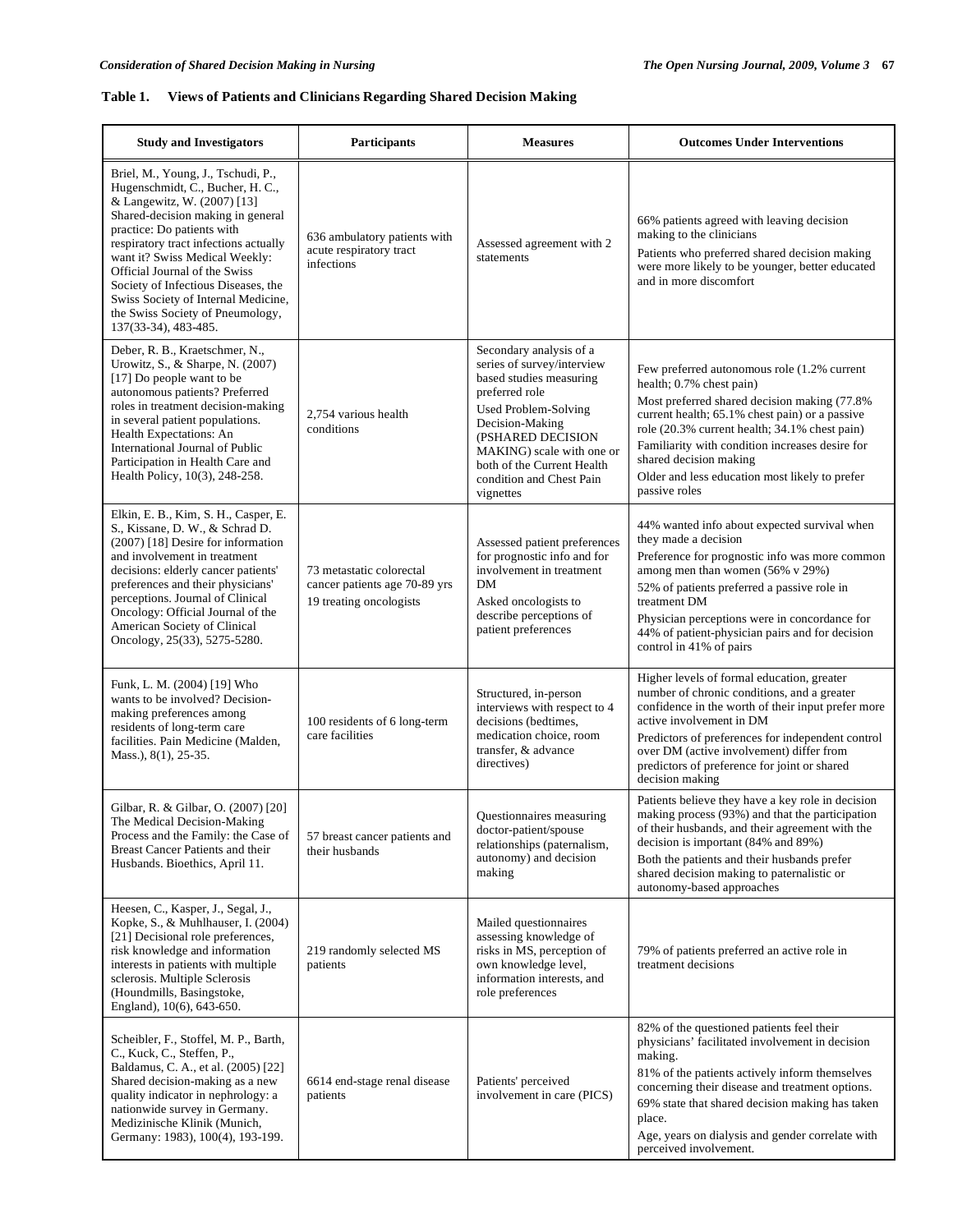**Table 1. Views of Patients and Clinicians Regarding Shared Decision Making**

| Study and Investigators | Participants | Measures | Outcomes Under Interventions |
|---|---|---|---|
| Briel, M., Young, J., Tschudi, P., Hugenschmidt, C., Bucher, H. C., & Langewitz, W. (2007) [13] Shared-decision making in general practice: Do patients with respiratory tract infections actually want it? Swiss Medical Weekly: Official Journal of the Swiss Society of Infectious Diseases, the Swiss Society of Internal Medicine, the Swiss Society of Pneumology, 137(33-34), 483-485. | 636 ambulatory patients with acute respiratory tract infections | Assessed agreement with 2 statements | 66% patients agreed with leaving decision making to the clinicians<br>Patients who preferred shared decision making were more likely to be younger, better educated and in more discomfort |
| Deber, R. B., Kraetschmer, N., Urowitz, S., & Sharpe, N. (2007) [17] Do people want to be autonomous patients? Preferred roles in treatment decision-making in several patient populations. Health Expectations: An International Journal of Public Participation in Health Care and Health Policy, 10(3), 248-258. | 2,754 various health conditions | Secondary analysis of a series of survey/interview based studies measuring preferred role<br>Used Problem-Solving Decision-Making (PSHARED DECISION MAKING) scale with one or both of the Current Health condition and Chest Pain vignettes | Few preferred autonomous role (1.2% current health; 0.7% chest pain)<br>Most preferred shared decision making (77.8% current health; 65.1% chest pain) or a passive role (20.3% current health; 34.1% chest pain)<br>Familiarity with condition increases desire for shared decision making<br>Older and less education most likely to prefer passive roles |
| Elkin, E. B., Kim, S. H., Casper, E. S., Kissane, D. W., & Schrad D. (2007) [18] Desire for information and involvement in treatment decisions: elderly cancer patients' preferences and their physicians' perceptions. Journal of Clinical Oncology: Official Journal of the American Society of Clinical Oncology, 25(33), 5275-5280. | 73 metastatic colorectal cancer patients age 70-89 yrs<br>19 treating oncologists | Assessed patient preferences for prognostic info and for involvement in treatment DM<br>Asked oncologists to describe perceptions of patient preferences | 44% wanted info about expected survival when they made a decision<br>Preference for prognostic info was more common among men than women (56% v 29%)<br>52% of patients preferred a passive role in treatment DM<br>Physician perceptions were in concordance for 44% of patient-physician pairs and for decision control in 41% of pairs |
| Funk, L. M. (2004) [19] Who wants to be involved? Decision-making preferences among residents of long-term care facilities. Pain Medicine (Malden, Mass.), 8(1), 25-35. | 100 residents of 6 long-term care facilities | Structured, in-person interviews with respect to 4 decisions (bedtimes, medication choice, room transfer, & advance directives) | Higher levels of formal education, greater number of chronic conditions, and a greater confidence in the worth of their input prefer more active involvement in DM<br>Predictors of preferences for independent control over DM (active involvement) differ from predictors of preference for joint or shared decision making |
| Gilbar, R. & Gilbar, O. (2007) [20] The Medical Decision-Making Process and the Family: the Case of Breast Cancer Patients and their Husbands. Bioethics, April 11. | 57 breast cancer patients and their husbands | Questionnaires measuring doctor-patient/spouse relationships (paternalism, autonomy) and decision making | Patients believe they have a key role in decision making process (93%) and that the participation of their husbands, and their agreement with the decision is important (84% and 89%)<br>Both the patients and their husbands prefer shared decision making to paternalistic or autonomy-based approaches |
| Heesen, C., Kasper, J., Segal, J., Kopke, S., & Muhlhauser, I. (2004) [21] Decisional role preferences, risk knowledge and information interests in patients with multiple sclerosis. Multiple Sclerosis (Houndmills, Basingstoke, England), 10(6), 643-650. | 219 randomly selected MS patients | Mailed questionnaires assessing knowledge of risks in MS, perception of own knowledge level, information interests, and role preferences | 79% of patients preferred an active role in treatment decisions |
| Scheibler, F., Stoffel, M. P., Barth, C., Kuck, C., Steffen, P., Baldamus, C. A., et al. (2005) [22] Shared decision-making as a new quality indicator in nephrology: a nationwide survey in Germany. Medizinische Klinik (Munich, Germany: 1983), 100(4), 193-199. | 6614 end-stage renal disease patients | Patients' perceived involvement in care (PICS) | 82% of the questioned patients feel their physicians' facilitated involvement in decision making.<br>81% of the patients actively inform themselves concerning their disease and treatment options.<br>69% state that shared decision making has taken place.<br>Age, years on dialysis and gender correlate with perceived involvement. |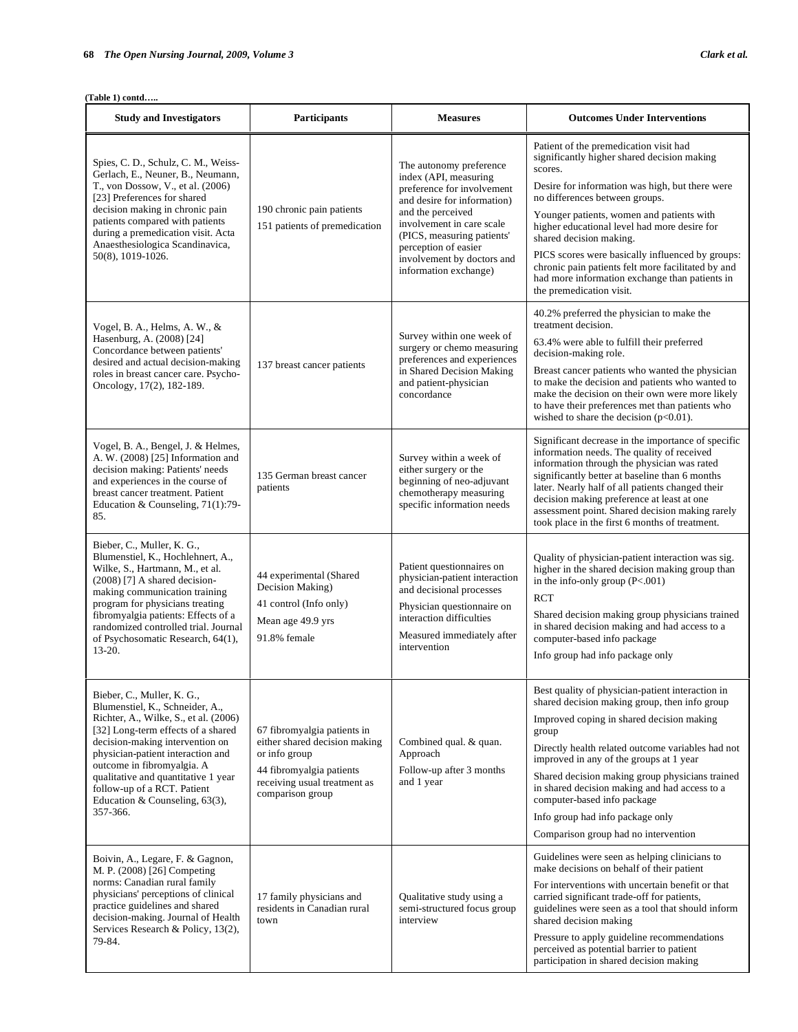**(Table 1) contd…..**

| Study and Investigators | Participants | Measures | Outcomes Under Interventions |
|---|---|---|---|
| Spies, C. D., Schulz, C. M., Weiss-Gerlach, E., Neuner, B., Neumann, T., von Dossow, V., et al. (2006) [23] Preferences for shared decision making in chronic pain patients compared with patients during a premedication visit. Acta Anaesthesiologica Scandinavica, 50(8), 1019-1026. | 190 chronic pain patients<br>151 patients of premedication | The autonomy preference index (API, measuring preference for involvement and desire for information) and the perceived involvement in care scale (PICS, measuring patients' perception of easier involvement by doctors and information exchange) | Patient of the premedication visit had significantly higher shared decision making scores.<br>Desire for information was high, but there were no differences between groups.<br>Younger patients, women and patients with higher educational level had more desire for shared decision making.<br>PICS scores were basically influenced by groups: chronic pain patients felt more facilitated by and had more information exchange than patients in the premedication visit. |
| Vogel, B. A., Helms, A. W., & Hasenburg, A. (2008) [24] Concordance between patients' desired and actual decision-making roles in breast cancer care. Psycho-Oncology, 17(2), 182-189. | 137 breast cancer patients | Survey within one week of surgery or chemo measuring preferences and experiences in Shared Decision Making and patient-physician concordance | 40.2% preferred the physician to make the treatment decision.<br>63.4% were able to fulfill their preferred decision-making role.<br>Breast cancer patients who wanted the physician to make the decision and patients who wanted to make the decision on their own were more likely to have their preferences met than patients who wished to share the decision ($p<0.01$). |
| Vogel, B. A., Bengel, J. & Helmes, A. W. (2008) [25] Information and decision making: Patients' needs and experiences in the course of breast cancer treatment. Patient Education & Counseling, 71(1):79-85. | 135 German breast cancer patients | Survey within a week of either surgery or the beginning of neo-adjuvant chemotherapy measuring specific information needs | Significant decrease in the importance of specific information needs. The quality of received information through the physician was rated significantly better at baseline than 6 months later. Nearly half of all patients changed their decision making preference at least at one assessment point. Shared decision making rarely took place in the first 6 months of treatment. |
| Bieber, C., Muller, K. G., Blumenstiel, K., Hochlehnert, A., Wilke, S., Hartmann, M., et al. (2008) [7] A shared decision-making communication training program for physicians treating fibromyalgia patients: Effects of a randomized controlled trial. Journal of Psychosomatic Research, 64(1), 13-20. | 44 experimental (Shared Decision Making)<br>41 control (Info only)<br>Mean age 49.9 yrs<br>91.8% female | Patient questionnaires on physician-patient interaction and decisional processes<br>Physician questionnaire on interaction difficulties<br>Measured immediately after intervention | Quality of physician-patient interaction was sig. higher in the shared decision making group than in the info-only group ($P<.001$)<br>RCT<br>Shared decision making group physicians trained in shared decision making and had access to a computer-based info package<br>Info group had info package only |
| Bieber, C., Muller, K. G., Blumenstiel, K., Schneider, A., Richter, A., Wilke, S., et al. (2006) [32] Long-term effects of a shared decision-making intervention on physician-patient interaction and outcome in fibromyalgia. A qualitative and quantitative 1 year follow-up of a RCT. Patient Education & Counseling, 63(3), 357-366. | 67 fibromyalgia patients in either shared decision making or info group<br>44 fibromyalgia patients receiving usual treatment as comparison group | Combined qual. & quan. Approach<br>Follow-up after 3 months and 1 year | Best quality of physician-patient interaction in shared decision making group, then info group<br>Improved coping in shared decision making group<br>Directly health related outcome variables had not improved in any of the groups at 1 year<br>Shared decision making group physicians trained in shared decision making and had access to a computer-based info package<br>Info group had info package only<br>Comparison group had no intervention |
| Boivin, A., Legare, F. & Gagnon, M. P. (2008) [26] Competing norms: Canadian rural family physicians' perceptions of clinical practice guidelines and shared decision-making. Journal of Health Services Research & Policy, 13(2), 79-84. | 17 family physicians and residents in Canadian rural town | Qualitative study using a semi-structured focus group interview | Guidelines were seen as helping clinicians to make decisions on behalf of their patient<br>For interventions with uncertain benefit or that carried significant trade-off for patients, guidelines were seen as a tool that should inform shared decision making<br>Pressure to apply guideline recommendations perceived as potential barrier to patient participation in shared decision making |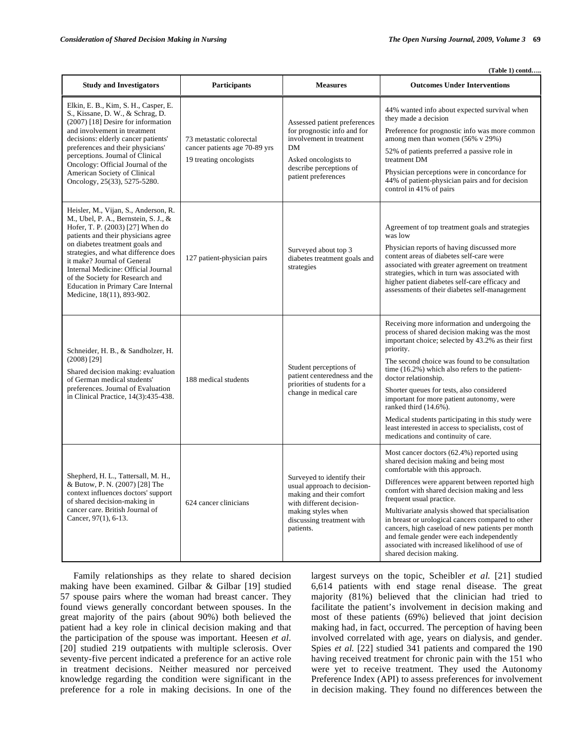(Table 1) contd…..

| Study and Investigators | Participants | Measures | Outcomes Under Interventions |
|---|---|---|---|
| Elkin, E. B., Kim, S. H., Casper, E. S., Kissane, D. W., & Schrag, D. (2007) [18] Desire for information and involvement in treatment decisions: elderly cancer patients' preferences and their physicians' perceptions. Journal of Clinical Oncology: Official Journal of the American Society of Clinical Oncology, 25(33), 5275-5280. | 73 metastatic colorectal cancer patients age 70-89 yrs<br>19 treating oncologists | Assessed patient preferences for prognostic info and for involvement in treatment DM<br>Asked oncologists to describe perceptions of patient preferences | 44% wanted info about expected survival when they made a decision<br>Preference for prognostic info was more common among men than women (56% v 29%)<br>52% of patients preferred a passive role in treatment DM<br>Physician perceptions were in concordance for 44% of patient-physician pairs and for decision control in 41% of pairs |
| Heisler, M., Vijan, S., Anderson, R. M., Ubel, P. A., Bernstein, S. J., & Hofer, T. P. (2003) [27] When do patients and their physicians agree on diabetes treatment goals and strategies, and what difference does it make? Journal of General Internal Medicine: Official Journal of the Society for Research and Education in Primary Care Internal Medicine, 18(11), 893-902. | 127 patient-physician pairs | Surveyed about top 3 diabetes treatment goals and strategies | Agreement of top treatment goals and strategies was low<br>Physician reports of having discussed more content areas of diabetes self-care were associated with greater agreement on treatment strategies, which in turn was associated with higher patient diabetes self-care efficacy and assessments of their diabetes self-management |
| Schneider, H. B., & Sandholzer, H. (2008) [29]<br>Shared decision making: evaluation of German medical students' preferences. Journal of Evaluation in Clinical Practice, 14(3):435-438. | 188 medical students | Student perceptions of patient centeredness and the priorities of students for a change in medical care | Receiving more information and undergoing the process of shared decision making was the most important choice; selected by 43.2% as their first priority.<br>The second choice was found to be consultation time (16.2%) which also refers to the patient-doctor relationship.<br>Shorter queues for tests, also considered important for more patient autonomy, were ranked third (14.6%).<br>Medical students participating in this study were least interested in access to specialists, cost of medications and continuity of care. |
| Shepherd, H. L., Tattersall, M. H., & Butow, P. N. (2007) [28] The context influences doctors' support of shared decision-making in cancer care. British Journal of Cancer, 97(1), 6-13. | 624 cancer clinicians | Surveyed to identify their usual approach to decision-making and their comfort with different decision-making styles when discussing treatment with patients. | Most cancer doctors (62.4%) reported using shared decision making and being most comfortable with this approach.<br>Differences were apparent between reported high comfort with shared decision making and less frequent usual practice.<br>Multivariate analysis showed that specialisation in breast or urological cancers compared to other cancers, high caseload of new patients per month and female gender were each independently associated with increased likelihood of use of shared decision making. |

Family relationships as they relate to shared decision making have been examined. Gilbar & Gilbar [19] studied 57 spouse pairs where the woman had breast cancer. They found views generally concordant between spouses. In the great majority of the pairs (about 90%) both believed the patient had a key role in clinical decision making and that the participation of the spouse was important. Heesen *et al.* [20] studied 219 outpatients with multiple sclerosis. Over seventy-five percent indicated a preference for an active role in treatment decisions. Neither measured nor perceived knowledge regarding the condition were significant in the preference for a role in making decisions. In one of the largest surveys on the topic, Scheibler *et al.* [21] studied 6,614 patients with end stage renal disease. The great majority (81%) believed that the clinician had tried to facilitate the patient's involvement in decision making and most of these patients (69%) believed that joint decision making had, in fact, occurred. The perception of having been involved correlated with age, years on dialysis, and gender. Spies *et al.* [22] studied 341 patients and compared the 190 having received treatment for chronic pain with the 151 who were yet to receive treatment. They used the Autonomy Preference Index (API) to assess preferences for involvement in decision making. They found no differences between the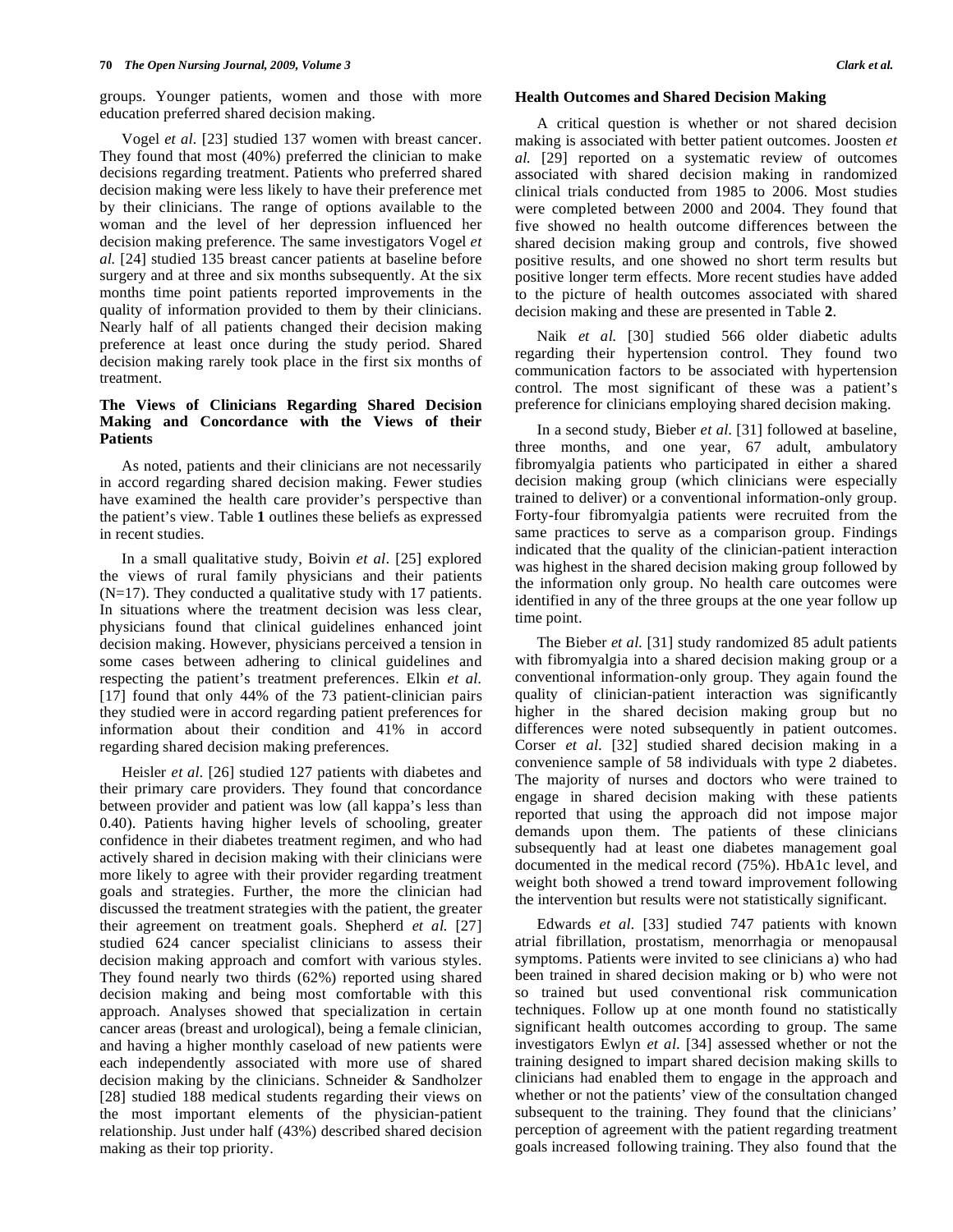groups. Younger patients, women and those with more education preferred shared decision making.

Vogel *et al.* [23] studied 137 women with breast cancer. They found that most (40%) preferred the clinician to make decisions regarding treatment. Patients who preferred shared decision making were less likely to have their preference met by their clinicians. The range of options available to the woman and the level of her depression influenced her decision making preference. The same investigators Vogel *et al.* [24] studied 135 breast cancer patients at baseline before surgery and at three and six months subsequently. At the six months time point patients reported improvements in the quality of information provided to them by their clinicians. Nearly half of all patients changed their decision making preference at least once during the study period. Shared decision making rarely took place in the first six months of treatment.

### The Views of Clinicians Regarding Shared Decision Making and Concordance with the Views of their Patients

As noted, patients and their clinicians are not necessarily in accord regarding shared decision making. Fewer studies have examined the health care provider's perspective than the patient's view. Table **1** outlines these beliefs as expressed in recent studies.

In a small qualitative study, Boivin *et al*. [25] explored the views of rural family physicians and their patients (N=17). They conducted a qualitative study with 17 patients. In situations where the treatment decision was less clear, physicians found that clinical guidelines enhanced joint decision making. However, physicians perceived a tension in some cases between adhering to clinical guidelines and respecting the patient's treatment preferences. Elkin *et al.* [17] found that only 44% of the 73 patient-clinician pairs they studied were in accord regarding patient preferences for information about their condition and 41% in accord regarding shared decision making preferences.

Heisler *et al.* [26] studied 127 patients with diabetes and their primary care providers. They found that concordance between provider and patient was low (all kappa's less than 0.40). Patients having higher levels of schooling, greater confidence in their diabetes treatment regimen, and who had actively shared in decision making with their clinicians were more likely to agree with their provider regarding treatment goals and strategies. Further, the more the clinician had discussed the treatment strategies with the patient, the greater their agreement on treatment goals. Shepherd *et al.* [27] studied 624 cancer specialist clinicians to assess their decision making approach and comfort with various styles. They found nearly two thirds (62%) reported using shared decision making and being most comfortable with this approach. Analyses showed that specialization in certain cancer areas (breast and urological), being a female clinician, and having a higher monthly caseload of new patients were each independently associated with more use of shared decision making by the clinicians. Schneider & Sandholzer [28] studied 188 medical students regarding their views on the most important elements of the physician-patient relationship. Just under half (43%) described shared decision making as their top priority.

### Health Outcomes and Shared Decision Making

A critical question is whether or not shared decision making is associated with better patient outcomes. Joosten *et al.* [29] reported on a systematic review of outcomes associated with shared decision making in randomized clinical trials conducted from 1985 to 2006. Most studies were completed between 2000 and 2004. They found that five showed no health outcome differences between the shared decision making group and controls, five showed positive results, and one showed no short term results but positive longer term effects. More recent studies have added to the picture of health outcomes associated with shared decision making and these are presented in Table **2**.

Naik *et al.* [30] studied 566 older diabetic adults regarding their hypertension control. They found two communication factors to be associated with hypertension control. The most significant of these was a patient's preference for clinicians employing shared decision making.

In a second study, Bieber *et al.* [31] followed at baseline, three months, and one year, 67 adult, ambulatory fibromyalgia patients who participated in either a shared decision making group (which clinicians were especially trained to deliver) or a conventional information-only group. Forty-four fibromyalgia patients were recruited from the same practices to serve as a comparison group. Findings indicated that the quality of the clinician-patient interaction was highest in the shared decision making group followed by the information only group. No health care outcomes were identified in any of the three groups at the one year follow up time point.

The Bieber *et al.* [31] study randomized 85 adult patients with fibromyalgia into a shared decision making group or a conventional information-only group. They again found the quality of clinician-patient interaction was significantly higher in the shared decision making group but no differences were noted subsequently in patient outcomes. Corser *et al.* [32] studied shared decision making in a convenience sample of 58 individuals with type 2 diabetes. The majority of nurses and doctors who were trained to engage in shared decision making with these patients reported that using the approach did not impose major demands upon them. The patients of these clinicians subsequently had at least one diabetes management goal documented in the medical record (75%). HbA1c level, and weight both showed a trend toward improvement following the intervention but results were not statistically significant.

Edwards *et al.* [33] studied 747 patients with known atrial fibrillation, prostatism, menorrhagia or menopausal symptoms. Patients were invited to see clinicians a) who had been trained in shared decision making or b) who were not so trained but used conventional risk communication techniques. Follow up at one month found no statistically significant health outcomes according to group. The same investigators Ewlyn *et al.* [34] assessed whether or not the training designed to impart shared decision making skills to clinicians had enabled them to engage in the approach and whether or not the patients' view of the consultation changed subsequent to the training. They found that the clinicians' perception of agreement with the patient regarding treatment goals increased following training. They also found that the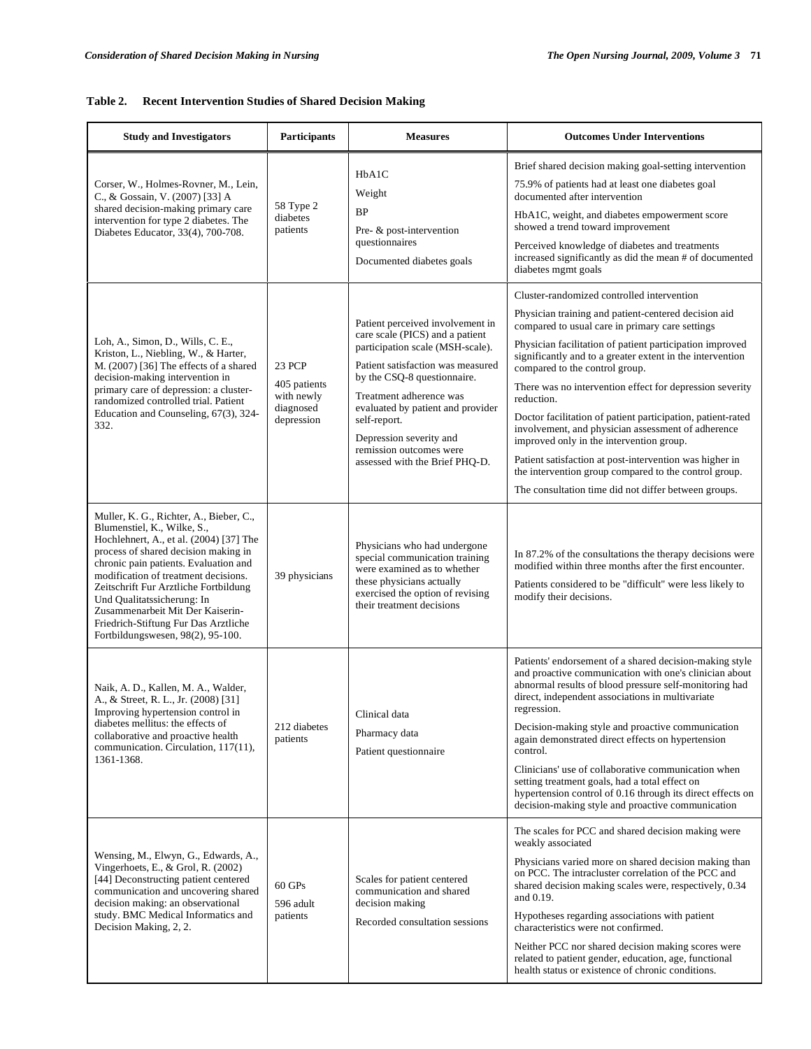**Table 2. Recent Intervention Studies of Shared Decision Making**

| Study and Investigators | Participants | Measures | Outcomes Under Interventions |
|---|---|---|---|
| Corser, W., Holmes-Rovner, M., Lein, C., & Gossain, V. (2007) [33] A shared decision-making primary care intervention for type 2 diabetes. The Diabetes Educator, 33(4), 700-708. | 58 Type 2 diabetes patients | HbA1C<br>Weight<br>BP<br>Pre- & post-intervention questionnaires<br>Documented diabetes goals | Brief shared decision making goal-setting intervention<br>75.9% of patients had at least one diabetes goal documented after intervention<br>HbA1C, weight, and diabetes empowerment score showed a trend toward improvement<br>Perceived knowledge of diabetes and treatments increased significantly as did the mean # of documented diabetes mgmt goals |
| Loh, A., Simon, D., Wills, C. E., Kriston, L., Niebling, W., & Harter, M. (2007) [36] The effects of a shared decision-making intervention in primary care of depression: a cluster-randomized controlled trial. Patient Education and Counseling, 67(3), 324-332. | 23 PCP<br>405 patients with newly diagnosed depression | Patient perceived involvement in care scale (PICS) and a patient participation scale (MSH-scale).<br>Patient satisfaction was measured by the CSQ-8 questionnaire.<br>Treatment adherence was evaluated by patient and provider self-report.<br>Depression severity and remission outcomes were assessed with the Brief PHQ-D. | Cluster-randomized controlled intervention<br>Physician training and patient-centered decision aid compared to usual care in primary care settings<br>Physician facilitation of patient participation improved significantly and to a greater extent in the intervention compared to the control group.<br>There was no intervention effect for depression severity reduction.<br>Doctor facilitation of patient participation, patient-rated involvement, and physician assessment of adherence improved only in the intervention group.<br>Patient satisfaction at post-intervention was higher in the intervention group compared to the control group.<br>The consultation time did not differ between groups. |
| Muller, K. G., Richter, A., Bieber, C., Blumenstiel, K., Wilke, S., Hochlehnert, A., et al. (2004) [37] The process of shared decision making in chronic pain patients. Evaluation and modification of treatment decisions. Zeitschrift Fur Arztliche Fortbildung Und Qualitatssicherung: In Zusammenarbeit Mit Der Kaiserin-Friedrich-Stiftung Fur Das Arztliche Fortbildungswesen, 98(2), 95-100. | 39 physicians | Physicians who had undergone special communication training were examined as to whether these physicians actually exercised the option of revising their treatment decisions | In 87.2% of the consultations the therapy decisions were modified within three months after the first encounter.<br>Patients considered to be "difficult" were less likely to modify their decisions. |
| Naik, A. D., Kallen, M. A., Walder, A., & Street, R. L., Jr. (2008) [31] Improving hypertension control in diabetes mellitus: the effects of collaborative and proactive health communication. Circulation, 117(11), 1361-1368. | 212 diabetes patients | Clinical data<br>Pharmacy data<br>Patient questionnaire | Patients' endorsement of a shared decision-making style and proactive communication with one's clinician about abnormal results of blood pressure self-monitoring had direct, independent associations in multivariate regression.<br>Decision-making style and proactive communication again demonstrated direct effects on hypertension control.<br>Clinicians' use of collaborative communication when setting treatment goals, had a total effect on hypertension control of 0.16 through its direct effects on decision-making style and proactive communication |
| Wensing, M., Elwyn, G., Edwards, A., Vingerhoets, E., & Grol, R. (2002) [44] Deconstructing patient centered communication and uncovering shared decision making: an observational study. BMC Medical Informatics and Decision Making, 2, 2. | 60 GPs<br>596 adult patients | Scales for patient centered communication and shared decision making<br>Recorded consultation sessions | The scales for PCC and shared decision making were weakly associated<br>Physicians varied more on shared decision making than on PCC. The intracluster correlation of the PCC and shared decision making scales were, respectively, 0.34 and 0.19.<br>Hypotheses regarding associations with patient characteristics were not confirmed.<br>Neither PCC nor shared decision making scores were related to patient gender, education, age, functional health status or existence of chronic conditions. |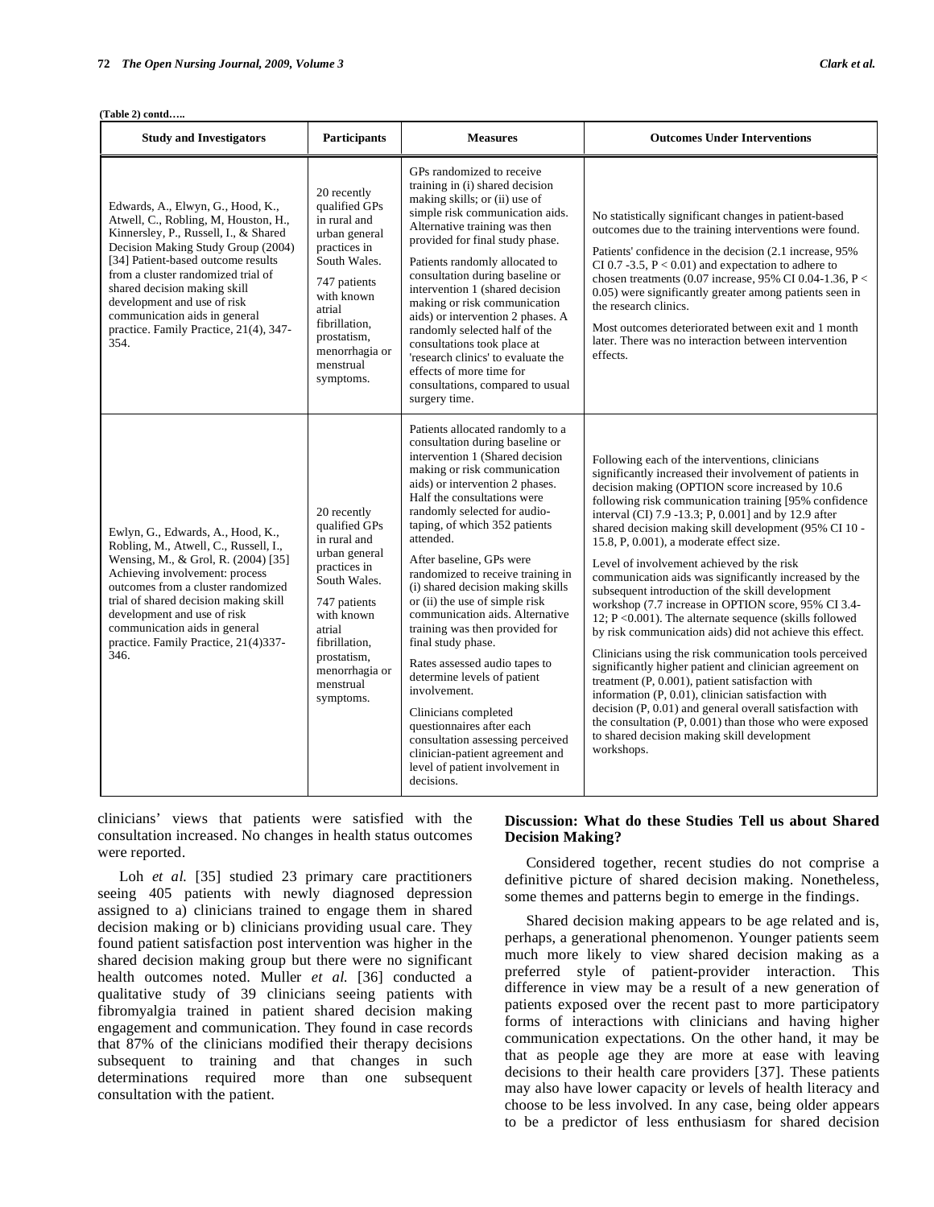**(Table 2) contd…..**

| Study and Investigators | Participants | Measures | Outcomes Under Interventions |
|---|---|---|---|
| Edwards, A., Elwyn, G., Hood, K., Atwell, C., Robling, M, Houston, H., Kinnersley, P., Russell, I., & Shared Decision Making Study Group (2004) [34] Patient-based outcome results from a cluster randomized trial of shared decision making skill development and use of risk communication aids in general practice. Family Practice, 21(4), 347-354. | 20 recently qualified GPs in rural and urban general practices in South Wales.<br><br>747 patients with known atrial fibrillation, prostatism, menorrhagia or menstrual symptoms. | GPs randomized to receive training in (i) shared decision making skills; or (ii) use of simple risk communication aids. Alternative training was then provided for final study phase.<br><br>Patients randomly allocated to consultation during baseline or intervention 1 (shared decision making or risk communication aids) or intervention 2 phases. A randomly selected half of the consultations took place at 'research clinics' to evaluate the effects of more time for consultations, compared to usual surgery time. | No statistically significant changes in patient-based outcomes due to the training interventions were found.<br><br>Patients' confidence in the decision (2.1 increase, 95% CI 0.7 -3.5, $P < 0.01$) and expectation to adhere to chosen treatments (0.07 increase, 95% CI 0.04-1.36, $P < 0.05$) were significantly greater among patients seen in the research clinics.<br><br>Most outcomes deteriorated between exit and 1 month later. There was no interaction between intervention effects. |
| Ewlyn, G., Edwards, A., Hood, K., Robling, M., Atwell, C., Russell, I., Wensing, M., & Grol, R. (2004) [35] Achieving involvement: process outcomes from a cluster randomized trial of shared decision making skill development and use of risk communication aids in general practice. Family Practice, 21(4)337-346. | 20 recently qualified GPs in rural and urban general practices in South Wales.<br><br>747 patients with known atrial fibrillation, prostatism, menorrhagia or menstrual symptoms. | Patients allocated randomly to a consultation during baseline or intervention 1 (Shared decision making or risk communication aids) or intervention 2 phases. Half the consultations were randomly selected for audio-taping, of which 352 patients attended.<br><br>After baseline, GPs were randomized to receive training in (i) shared decision making skills or (ii) the use of simple risk communication aids. Alternative training was then provided for final study phase.<br><br>Rates assessed audio tapes to determine levels of patient involvement.<br><br>Clinicians completed questionnaires after each consultation assessing perceived clinician-patient agreement and level of patient involvement in decisions. | Following each of the interventions, clinicians significantly increased their involvement of patients in decision making (OPTION score increased by 10.6 following risk communication training [95% confidence interval (CI) 7.9 -13.3; P, 0.001] and by 12.9 after shared decision making skill development (95% CI 10 - 15.8, P, 0.001), a moderate effect size.<br><br>Level of involvement achieved by the risk communication aids was significantly increased by the subsequent introduction of the skill development workshop (7.7 increase in OPTION score, 95% CI 3.4-12; $P < 0.001$). The alternate sequence (skills followed by risk communication aids) did not achieve this effect.<br><br>Clinicians using the risk communication tools perceived significantly higher patient and clinician agreement on treatment (P, 0.001), patient satisfaction with information (P, 0.01), clinician satisfaction with decision (P, 0.01) and general overall satisfaction with the consultation (P, 0.001) than those who were exposed to shared decision making skill development workshops. |

clinicians' views that patients were satisfied with the consultation increased. No changes in health status outcomes were reported.

Loh *et al.* [35] studied 23 primary care practitioners seeing 405 patients with newly diagnosed depression assigned to a) clinicians trained to engage them in shared decision making or b) clinicians providing usual care. They found patient satisfaction post intervention was higher in the shared decision making group but there were no significant health outcomes noted. Muller *et al.* [36] conducted a qualitative study of 39 clinicians seeing patients with fibromyalgia trained in patient shared decision making engagement and communication. They found in case records that 87% of the clinicians modified their therapy decisions subsequent to training and that changes in such determinations required more than one subsequent consultation with the patient.

## Discussion: What do these Studies Tell us about Shared Decision Making?

Considered together, recent studies do not comprise a definitive picture of shared decision making. Nonetheless, some themes and patterns begin to emerge in the findings.

Shared decision making appears to be age related and is, perhaps, a generational phenomenon. Younger patients seem much more likely to view shared decision making as a preferred style of patient-provider interaction. This difference in view may be a result of a new generation of patients exposed over the recent past to more participatory forms of interactions with clinicians and having higher communication expectations. On the other hand, it may be that as people age they are more at ease with leaving decisions to their health care providers [37]. These patients may also have lower capacity or levels of health literacy and choose to be less involved. In any case, being older appears to be a predictor of less enthusiasm for shared decision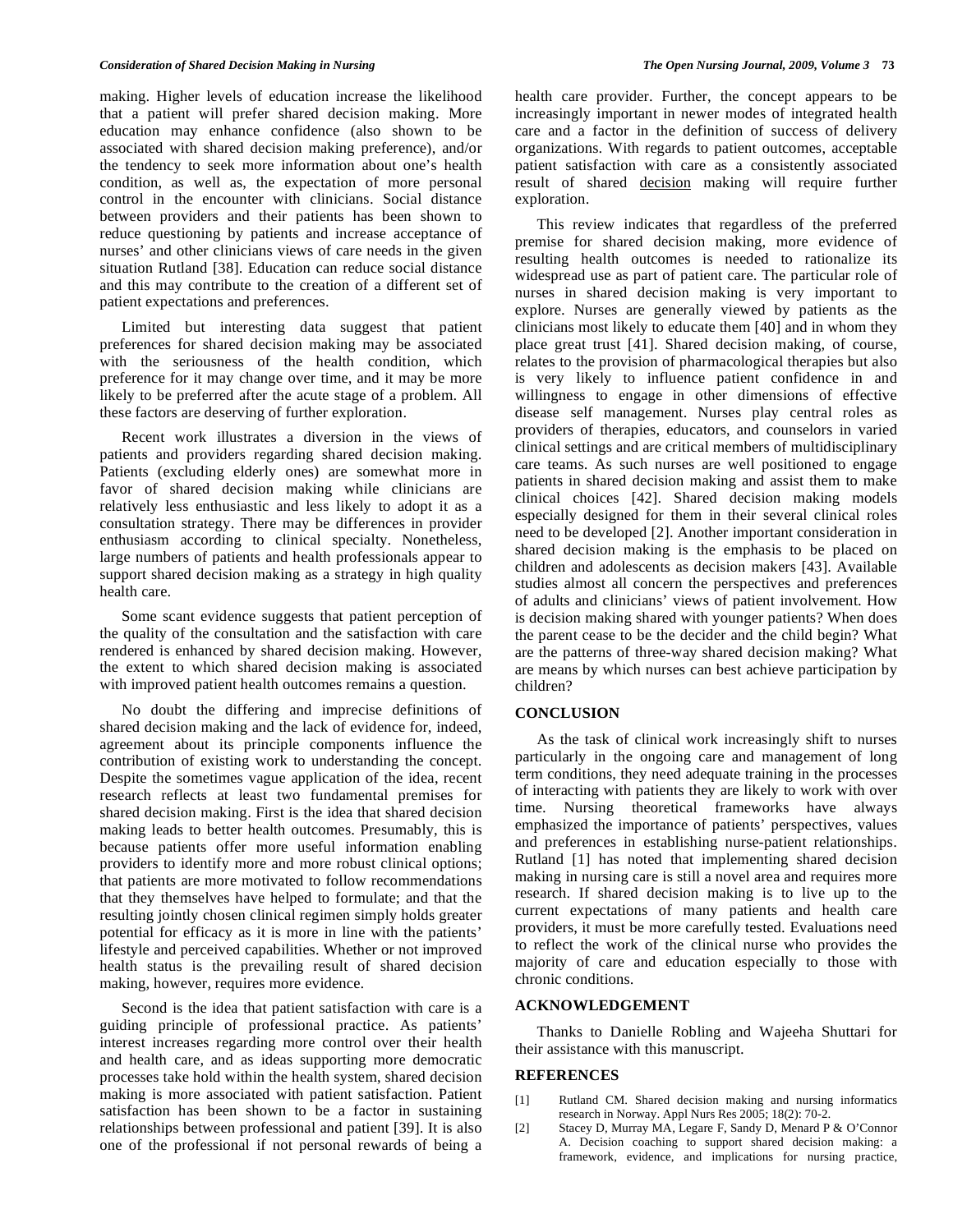making. Higher levels of education increase the likelihood that a patient will prefer shared decision making. More education may enhance confidence (also shown to be associated with shared decision making preference), and/or the tendency to seek more information about one's health condition, as well as, the expectation of more personal control in the encounter with clinicians. Social distance between providers and their patients has been shown to reduce questioning by patients and increase acceptance of nurses' and other clinicians views of care needs in the given situation Rutland [38]. Education can reduce social distance and this may contribute to the creation of a different set of patient expectations and preferences.

Limited but interesting data suggest that patient preferences for shared decision making may be associated with the seriousness of the health condition, which preference for it may change over time, and it may be more likely to be preferred after the acute stage of a problem. All these factors are deserving of further exploration.

Recent work illustrates a diversion in the views of patients and providers regarding shared decision making. Patients (excluding elderly ones) are somewhat more in favor of shared decision making while clinicians are relatively less enthusiastic and less likely to adopt it as a consultation strategy. There may be differences in provider enthusiasm according to clinical specialty. Nonetheless, large numbers of patients and health professionals appear to support shared decision making as a strategy in high quality health care.

Some scant evidence suggests that patient perception of the quality of the consultation and the satisfaction with care rendered is enhanced by shared decision making. However, the extent to which shared decision making is associated with improved patient health outcomes remains a question.

No doubt the differing and imprecise definitions of shared decision making and the lack of evidence for, indeed, agreement about its principle components influence the contribution of existing work to understanding the concept. Despite the sometimes vague application of the idea, recent research reflects at least two fundamental premises for shared decision making. First is the idea that shared decision making leads to better health outcomes. Presumably, this is because patients offer more useful information enabling providers to identify more and more robust clinical options; that patients are more motivated to follow recommendations that they themselves have helped to formulate; and that the resulting jointly chosen clinical regimen simply holds greater potential for efficacy as it is more in line with the patients' lifestyle and perceived capabilities. Whether or not improved health status is the prevailing result of shared decision making, however, requires more evidence.

Second is the idea that patient satisfaction with care is a guiding principle of professional practice. As patients' interest increases regarding more control over their health and health care, and as ideas supporting more democratic processes take hold within the health system, shared decision making is more associated with patient satisfaction. Patient satisfaction has been shown to be a factor in sustaining relationships between professional and patient [39]. It is also one of the professional if not personal rewards of being a health care provider. Further, the concept appears to be increasingly important in newer modes of integrated health care and a factor in the definition of success of delivery organizations. With regards to patient outcomes, acceptable patient satisfaction with care as a consistently associated result of shared decision making will require further exploration.

This review indicates that regardless of the preferred premise for shared decision making, more evidence of resulting health outcomes is needed to rationalize its widespread use as part of patient care. The particular role of nurses in shared decision making is very important to explore. Nurses are generally viewed by patients as the clinicians most likely to educate them [40] and in whom they place great trust [41]. Shared decision making, of course, relates to the provision of pharmacological therapies but also is very likely to influence patient confidence in and willingness to engage in other dimensions of effective disease self management. Nurses play central roles as providers of therapies, educators, and counselors in varied clinical settings and are critical members of multidisciplinary care teams. As such nurses are well positioned to engage patients in shared decision making and assist them to make clinical choices [42]. Shared decision making models especially designed for them in their several clinical roles need to be developed [2]. Another important consideration in shared decision making is the emphasis to be placed on children and adolescents as decision makers [43]. Available studies almost all concern the perspectives and preferences of adults and clinicians' views of patient involvement. How is decision making shared with younger patients? When does the parent cease to be the decider and the child begin? What are the patterns of three-way shared decision making? What are means by which nurses can best achieve participation by children?

## CONCLUSION

As the task of clinical work increasingly shift to nurses particularly in the ongoing care and management of long term conditions, they need adequate training in the processes of interacting with patients they are likely to work with over time. Nursing theoretical frameworks have always emphasized the importance of patients' perspectives, values and preferences in establishing nurse-patient relationships. Rutland [1] has noted that implementing shared decision making in nursing care is still a novel area and requires more research. If shared decision making is to live up to the current expectations of many patients and health care providers, it must be more carefully tested. Evaluations need to reflect the work of the clinical nurse who provides the majority of care and education especially to those with chronic conditions.

## ACKNOWLEDGEMENT

Thanks to Danielle Robling and Wajeeha Shuttari for their assistance with this manuscript.

## REFERENCES

[1] Rutland CM. Shared decision making and nursing informatics research in Norway. Appl Nurs Res 2005; 18(2): 70-2.

[2] Stacey D, Murray MA, Legare F, Sandy D, Menard P & O'Connor A. Decision coaching to support shared decision making: a framework, evidence, and implications for nursing practice,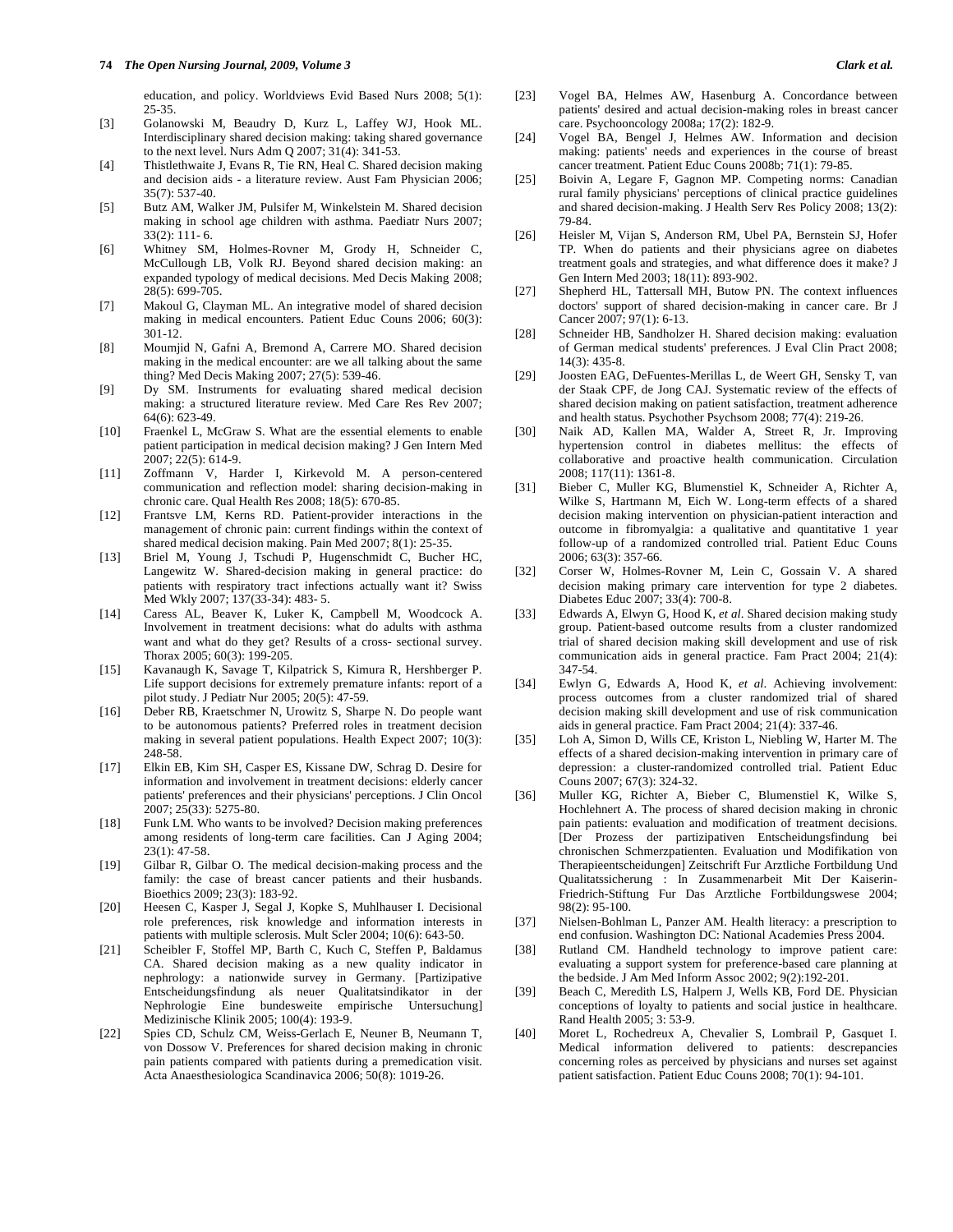education, and policy. Worldviews Evid Based Nurs 2008; 5(1): 25-35.

[3] Golanowski M, Beaudry D, Kurz L, Laffey WJ, Hook ML. Interdisciplinary shared decision making: taking shared governance to the next level. Nurs Adm Q 2007; 31(4): 341-53.

[4] Thistlethwaite J, Evans R, Tie RN, Heal C. Shared decision making and decision aids - a literature review. Aust Fam Physician 2006; 35(7): 537-40.

[5] Butz AM, Walker JM, Pulsifer M, Winkelstein M. Shared decision making in school age children with asthma. Paediatr Nurs 2007; 33(2): 111- 6.

[6] Whitney SM, Holmes-Rovner M, Grody H, Schneider C, McCullough LB, Volk RJ. Beyond shared decision making: an expanded typology of medical decisions. Med Decis Making 2008; 28(5): 699-705.

[7] Makoul G, Clayman ML. An integrative model of shared decision making in medical encounters. Patient Educ Couns 2006; 60(3): 301-12.

[8] Moumjid N, Gafni A, Bremond A, Carrere MO. Shared decision making in the medical encounter: are we all talking about the same thing? Med Decis Making 2007; 27(5): 539-46.

[9] Dy SM. Instruments for evaluating shared medical decision making: a structured literature review. Med Care Res Rev 2007; 64(6): 623-49.

[10] Fraenkel L, McGraw S. What are the essential elements to enable patient participation in medical decision making? J Gen Intern Med 2007; 22(5): 614-9.

[11] Zoffmann V, Harder I, Kirkevold M. A person-centered communication and reflection model: sharing decision-making in chronic care. Qual Health Res 2008; 18(5): 670-85.

[12] Frantsve LM, Kerns RD. Patient-provider interactions in the management of chronic pain: current findings within the context of shared medical decision making. Pain Med 2007; 8(1): 25-35.

[13] Briel M, Young J, Tschudi P, Hugenschmidt C, Bucher HC, Langewitz W. Shared-decision making in general practice: do patients with respiratory tract infections actually want it? Swiss Med Wkly 2007; 137(33-34): 483- 5.

[14] Caress AL, Beaver K, Luker K, Campbell M, Woodcock A. Involvement in treatment decisions: what do adults with asthma want and what do they get? Results of a cross- sectional survey. Thorax 2005; 60(3): 199-205.

[15] Kavanaugh K, Savage T, Kilpatrick S, Kimura R, Hershberger P. Life support decisions for extremely premature infants: report of a pilot study. J Pediatr Nur 2005; 20(5): 47-59.

[16] Deber RB, Kraetschmer N, Urowitz S, Sharpe N. Do people want to be autonomous patients? Preferred roles in treatment decision making in several patient populations. Health Expect 2007; 10(3): 248-58.

[17] Elkin EB, Kim SH, Casper ES, Kissane DW, Schrag D. Desire for information and involvement in treatment decisions: elderly cancer patients' preferences and their physicians' perceptions. J Clin Oncol 2007; 25(33): 5275-80.

[18] Funk LM. Who wants to be involved? Decision making preferences among residents of long-term care facilities. Can J Aging 2004; 23(1): 47-58.

[19] Gilbar R, Gilbar O. The medical decision-making process and the family: the case of breast cancer patients and their husbands. Bioethics 2009; 23(3): 183-92.

[20] Heesen C, Kasper J, Segal J, Kopke S, Muhlhauser I. Decisional role preferences, risk knowledge and information interests in patients with multiple sclerosis. Mult Scler 2004; 10(6): 643-50.

[21] Scheibler F, Stoffel MP, Barth C, Kuch C, Steffen P, Baldamus CA. Shared decision making as a new quality indicator in nephrology: a nationwide survey in Germany. [Partizipative Entscheidungsfindung als neuer Qualitatsindikator in der Nephrologie Eine bundesweite empirische Untersuchung] Medizinische Klinik 2005; 100(4): 193-9.

[22] Spies CD, Schulz CM, Weiss-Gerlach E, Neuner B, Neumann T, von Dossow V. Preferences for shared decision making in chronic pain patients compared with patients during a premedication visit. Acta Anaesthesiologica Scandinavica 2006; 50(8): 1019-26.

[23] Vogel BA, Helmes AW, Hasenburg A. Concordance between patients' desired and actual decision-making roles in breast cancer care. Psychooncology 2008a; 17(2): 182-9.

[24] Vogel BA, Bengel J, Helmes AW. Information and decision making: patients' needs and experiences in the course of breast cancer treatment. Patient Educ Couns 2008b; 71(1): 79-85.

[25] Boivin A, Legare F, Gagnon MP. Competing norms: Canadian rural family physicians' perceptions of clinical practice guidelines and shared decision-making. J Health Serv Res Policy 2008; 13(2): 79-84.

[26] Heisler M, Vijan S, Anderson RM, Ubel PA, Bernstein SJ, Hofer TP. When do patients and their physicians agree on diabetes treatment goals and strategies, and what difference does it make? J Gen Intern Med 2003; 18(11): 893-902.

[27] Shepherd HL, Tattersall MH, Butow PN. The context influences doctors' support of shared decision-making in cancer care. Br J Cancer 2007; 97(1): 6-13.

[28] Schneider HB, Sandholzer H. Shared decision making: evaluation of German medical students' preferences. J Eval Clin Pract 2008; 14(3): 435-8.

[29] Joosten EAG, DeFuentes-Merillas L, de Weert GH, Sensky T, van der Staak CPF, de Jong CAJ. Systematic review of the effects of shared decision making on patient satisfaction, treatment adherence and health status. Psychother Psychsom 2008; 77(4): 219-26.

[30] Naik AD, Kallen MA, Walder A, Street R, Jr. Improving hypertension control in diabetes mellitus: the effects of collaborative and proactive health communication. Circulation 2008; 117(11): 1361-8.

[31] Bieber C, Muller KG, Blumenstiel K, Schneider A, Richter A, Wilke S, Hartmann M, Eich W. Long-term effects of a shared decision making intervention on physician-patient interaction and outcome in fibromyalgia: a qualitative and quantitative 1 year follow-up of a randomized controlled trial. Patient Educ Couns 2006; 63(3): 357-66.

[32] Corser W, Holmes-Rovner M, Lein C, Gossain V. A shared decision making primary care intervention for type 2 diabetes. Diabetes Educ 2007; 33(4): 700-8.

[33] Edwards A, Elwyn G, Hood K, *et al*. Shared decision making study group. Patient-based outcome results from a cluster randomized trial of shared decision making skill development and use of risk communication aids in general practice. Fam Pract 2004; 21(4): 347-54.

[34] Ewlyn G, Edwards A, Hood K, *et al*. Achieving involvement: process outcomes from a cluster randomized trial of shared decision making skill development and use of risk communication aids in general practice. Fam Pract 2004; 21(4): 337-46.

[35] Loh A, Simon D, Wills CE, Kriston L, Niebling W, Harter M. The effects of a shared decision-making intervention in primary care of depression: a cluster-randomized controlled trial. Patient Educ Couns 2007; 67(3): 324-32.

[36] Muller KG, Richter A, Bieber C, Blumenstiel K, Wilke S, Hochlehnert A. The process of shared decision making in chronic pain patients: evaluation and modification of treatment decisions. [Der Prozess der partizipativen Entscheidungsfindung bei chronischen Schmerzpatienten. Evaluation und Modifikation von Therapieentscheidungen] Zeitschrift Fur Arztliche Fortbildung Und Qualitatssicherung : In Zusammenarbeit Mit Der Kaiserin-Friedrich-Stiftung Fur Das Arztliche Fortbildungswese 2004; 98(2): 95-100.

[37] Nielsen-Bohlman L, Panzer AM. Health literacy: a prescription to end confusion. Washington DC: National Academies Press 2004.

[38] Rutland CM. Handheld technology to improve patient care: evaluating a support system for preference-based care planning at the bedside. J Am Med Inform Assoc 2002; 9(2):192-201.

[39] Beach C, Meredith LS, Halpern J, Wells KB, Ford DE. Physician conceptions of loyalty to patients and social justice in healthcare. Rand Health 2005; 3: 53-9.

[40] Moret L, Rochedreux A, Chevalier S, Lombrail P, Gasquet I. Medical information delivered to patients: descrepancies concerning roles as perceived by physicians and nurses set against patient satisfaction. Patient Educ Couns 2008; 70(1): 94-101.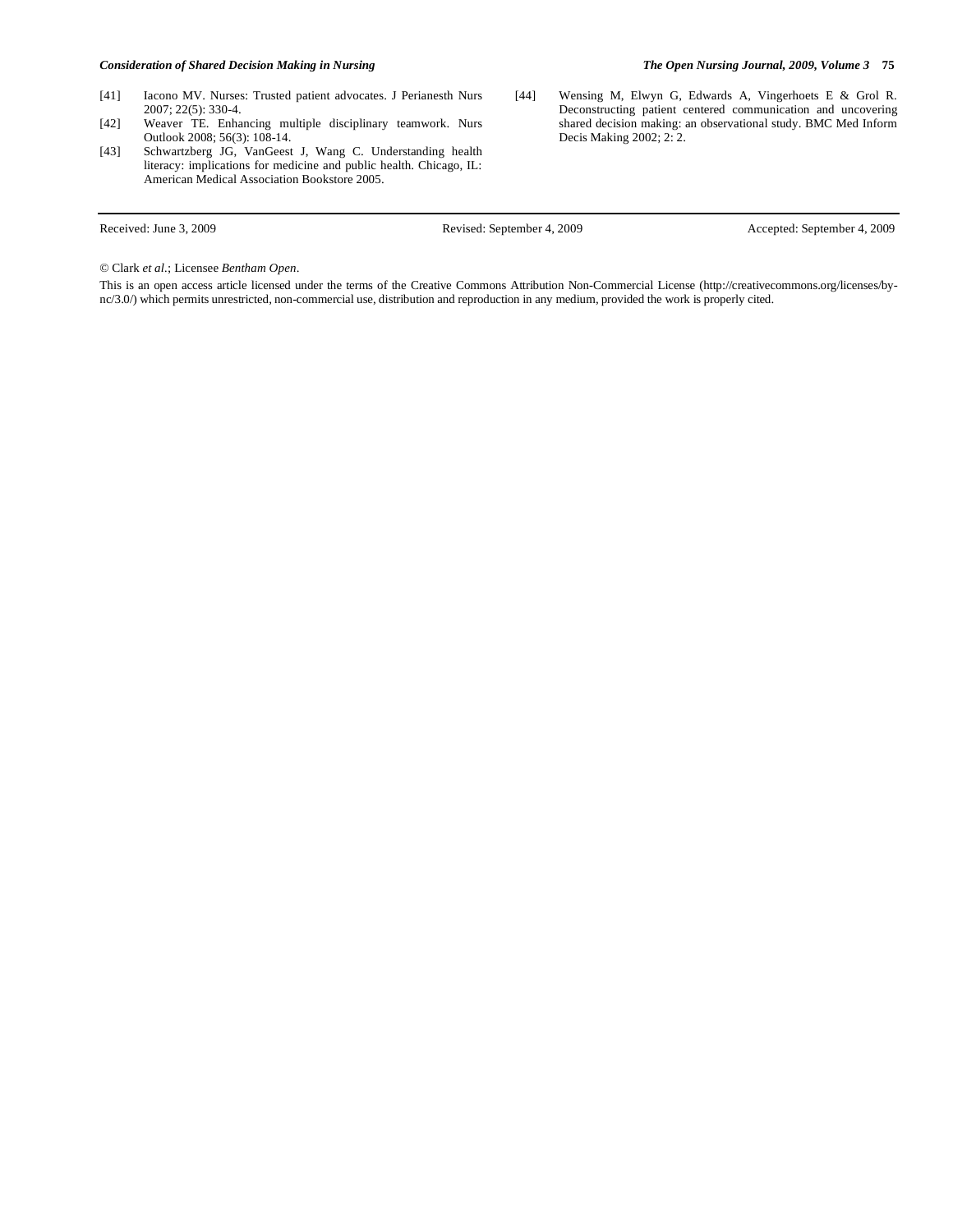[41] Iacono MV. Nurses: Trusted patient advocates. J Perianesth Nurs 2007; 22(5): 330-4.

[42] Weaver TE. Enhancing multiple disciplinary teamwork. Nurs Outlook 2008; 56(3): 108-14.

[43] Schwartzberg JG, VanGeest J, Wang C. Understanding health literacy: implications for medicine and public health. Chicago, IL: American Medical Association Bookstore 2005.

[44] Wensing M, Elwyn G, Edwards A, Vingerhoets E & Grol R. Deconstructing patient centered communication and uncovering shared decision making: an observational study. BMC Med Inform Decis Making 2002; 2: 2.

Received: June 3, 2009 Revised: September 4, 2009 Accepted: September 4, 2009

© Clark *et al*.; Licensee *Bentham Open*.

This is an open access article licensed under the terms of the Creative Commons Attribution Non-Commercial License (http://creativecommons.org/licenses/by-nc/3.0/) which permits unrestricted, non-commercial use, distribution and reproduction in any medium, provided the work is properly cited.